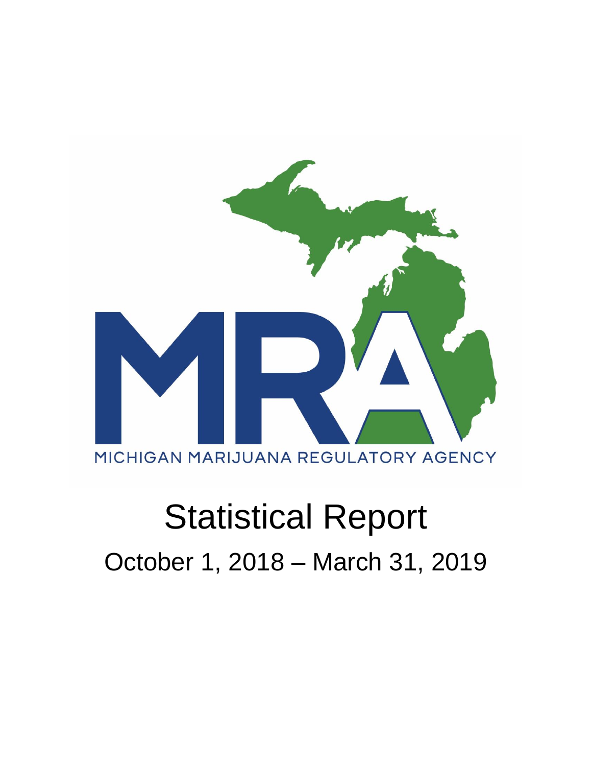MICHIGAN MARIJUANA REGULATORY AGENCY

# Statistical Report

## October 1, 2018 – March 31, 2019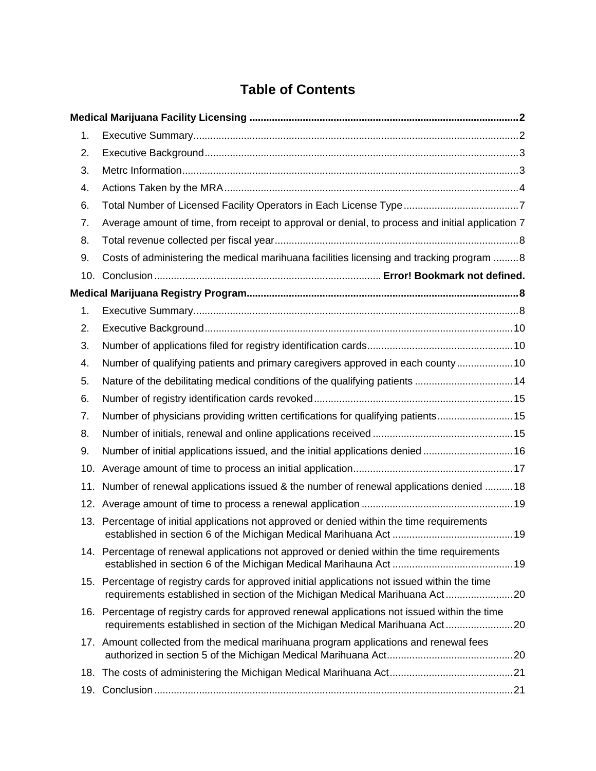# Table of Contents

**Medical Marijuana Facility Licensing ....................................................................................................2**

1. Executive Summary....................................................................................................................2
2. Executive Background................................................................................................................3
3. Metrc Information........................................................................................................................3
4. Actions Taken by the MRA.........................................................................................................4
6. Total Number of Licensed Facility Operators in Each License Type.........................................7
7. Average amount of time, from receipt to approval or denial, to process and initial application 7
8. Total revenue collected per fiscal year.......................................................................................8
9. Costs of administering the medical marihuana facilities licensing and tracking program .........8
10. Conclusion ................................................................................ **Error! Bookmark not defined.**

**Medical Marijuana Registry Program.................................................................................................8**

1. Executive Summary....................................................................................................................8
2. Executive Background..............................................................................................................10
3. Number of applications filed for registry identification cards....................................................10
4. Number of qualifying patients and primary caregivers approved in each county....................10
5. Nature of the debilitating medical conditions of the qualifying patients ...................................14
6. Number of registry identification cards revoked.......................................................................15
7. Number of physicians providing written certifications for qualifying patients...........................15
8. Number of initials, renewal and online applications received ..................................................15
9. Number of initial applications issued, and the initial applications denied ................................16
10. Average amount of time to process an initial application.........................................................17
11. Number of renewal applications issued & the number of renewal applications denied ..........18
12. Average amount of time to process a renewal application ......................................................19
13. Percentage of initial applications not approved or denied within the time requirements established in section 6 of the Michigan Medical Marihuana Act ...........................................19
14. Percentage of renewal applications not approved or denied within the time requirements established in section 6 of the Michigan Medical Marihauna Act ...........................................19
15. Percentage of registry cards for approved initial applications not issued within the time requirements established in section of the Michigan Medical Marihuana Act........................20
16. Percentage of registry cards for approved renewal applications not issued within the time requirements established in section of the Michigan Medical Marihuana Act........................20
17. Amount collected from the medical marihuana program applications and renewal fees authorized in section 5 of the Michigan Medical Marihuana Act.............................................20
18. The costs of administering the Michigan Medical Marihuana Act............................................21
19. Conclusion ................................................................................................................................21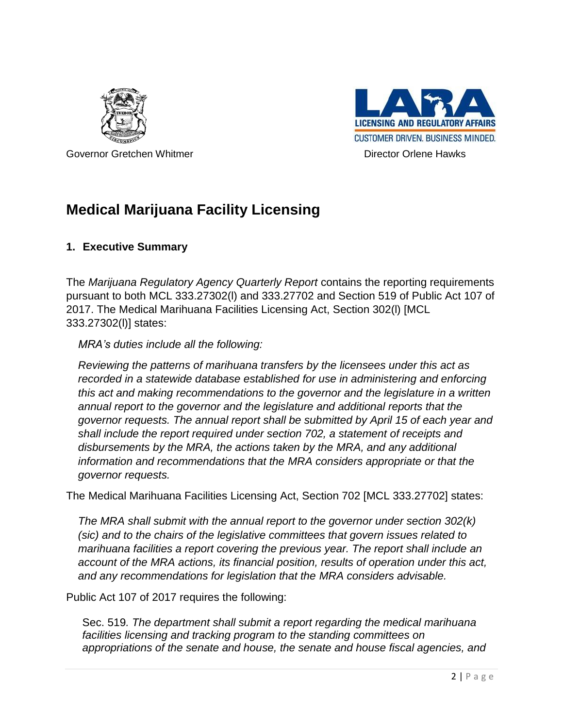Governor Gretchen Whitmer

Director Orlene Hawks

# Medical Marijuana Facility Licensing

## 1. Executive Summary

The *Marijuana Regulatory Agency Quarterly Report* contains the reporting requirements pursuant to both MCL 333.27302(l) and 333.27702 and Section 519 of Public Act 107 of 2017. The Medical Marihuana Facilities Licensing Act, Section 302(l) [MCL 333.27302(l)] states:

> *MRA's duties include all the following:*
>
> *Reviewing the patterns of marihuana transfers by the licensees under this act as recorded in a statewide database established for use in administering and enforcing this act and making recommendations to the governor and the legislature in a written annual report to the governor and the legislature and additional reports that the governor requests. The annual report shall be submitted by April 15 of each year and shall include the report required under section 702, a statement of receipts and disbursements by the MRA, the actions taken by the MRA, and any additional information and recommendations that the MRA considers appropriate or that the governor requests.*

The Medical Marihuana Facilities Licensing Act, Section 702 [MCL 333.27702] states:

> *The MRA shall submit with the annual report to the governor under section 302(k) (sic) and to the chairs of the legislative committees that govern issues related to marihuana facilities a report covering the previous year. The report shall include an account of the MRA actions, its financial position, results of operation under this act, and any recommendations for legislation that the MRA considers advisable.*

Public Act 107 of 2017 requires the following:

> Sec. 519. *The department shall submit a report regarding the medical marihuana facilities licensing and tracking program to the standing committees on appropriations of the senate and house, the senate and house fiscal agencies, and*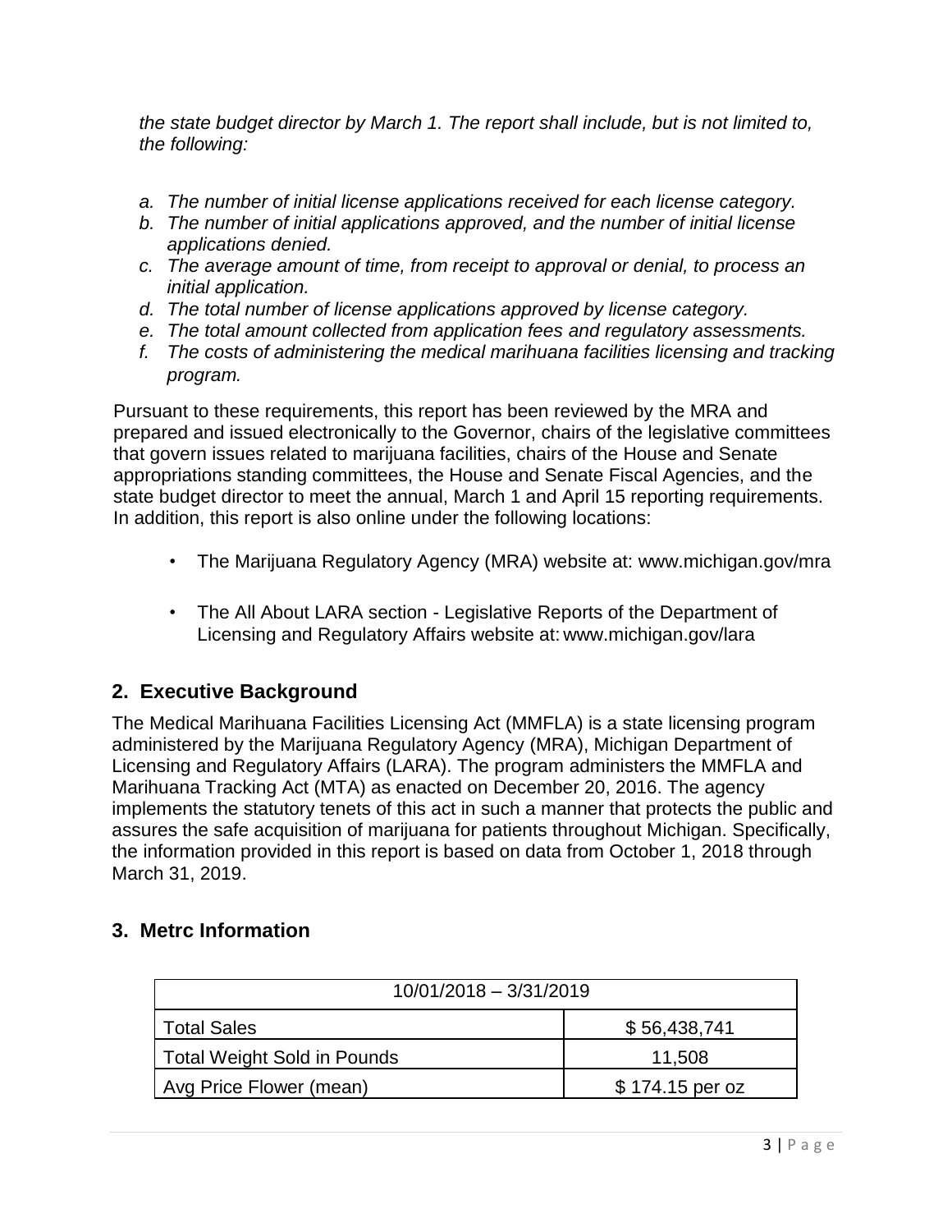*the state budget director by March 1. The report shall include, but is not limited to, the following:*

*a. The number of initial license applications received for each license category.*
*b. The number of initial applications approved, and the number of initial license applications denied.*
*c. The average amount of time, from receipt to approval or denial, to process an initial application.*
*d. The total number of license applications approved by license category.*
*e. The total amount collected from application fees and regulatory assessments.*
*f. The costs of administering the medical marihuana facilities licensing and tracking program.*

Pursuant to these requirements, this report has been reviewed by the MRA and prepared and issued electronically to the Governor, chairs of the legislative committees that govern issues related to marijuana facilities, chairs of the House and Senate appropriations standing committees, the House and Senate Fiscal Agencies, and the state budget director to meet the annual, March 1 and April 15 reporting requirements. In addition, this report is also online under the following locations:

- The Marijuana Regulatory Agency (MRA) website at: www.michigan.gov/mra
- The All About LARA section - Legislative Reports of the Department of Licensing and Regulatory Affairs website at: www.michigan.gov/lara

## 2. Executive Background

The Medical Marihuana Facilities Licensing Act (MMFLA) is a state licensing program administered by the Marijuana Regulatory Agency (MRA), Michigan Department of Licensing and Regulatory Affairs (LARA). The program administers the MMFLA and Marihuana Tracking Act (MTA) as enacted on December 20, 2016. The agency implements the statutory tenets of this act in such a manner that protects the public and assures the safe acquisition of marijuana for patients throughout Michigan. Specifically, the information provided in this report is based on data from October 1, 2018 through March 31, 2019.

## 3. Metrc Information

| 10/01/2018 – 3/31/2019 | |
|---|---|
| Total Sales | $ 56,438,741 |
| Total Weight Sold in Pounds | 11,508 |
| Avg Price Flower (mean) | $ 174.15 per oz |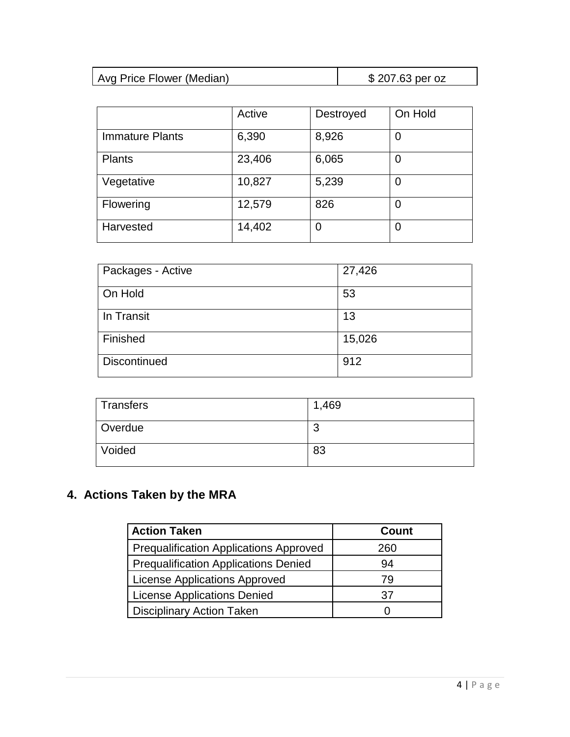| Avg Price Flower (Median) | $ 207.63 per oz |
| --- | --- |

| | Active | Destroyed | On Hold |
| --- | --- | --- | --- |
| Immature Plants | 6,390 | 8,926 | 0 |
| Plants | 23,406 | 6,065 | 0 |
| Vegetative | 10,827 | 5,239 | 0 |
| Flowering | 12,579 | 826 | 0 |
| Harvested | 14,402 | 0 | 0 |

| Packages - Active | 27,426 |
| --- | --- |
| On Hold | 53 |
| In Transit | 13 |
| Finished | 15,026 |
| Discontinued | 912 |

| Transfers | 1,469 |
| --- | --- |
| Overdue | 3 |
| Voided | 83 |

## 4. Actions Taken by the MRA

| Action Taken | Count |
| --- | --- |
| Prequalification Applications Approved | 260 |
| Prequalification Applications Denied | 94 |
| License Applications Approved | 79 |
| License Applications Denied | 37 |
| Disciplinary Action Taken | 0 |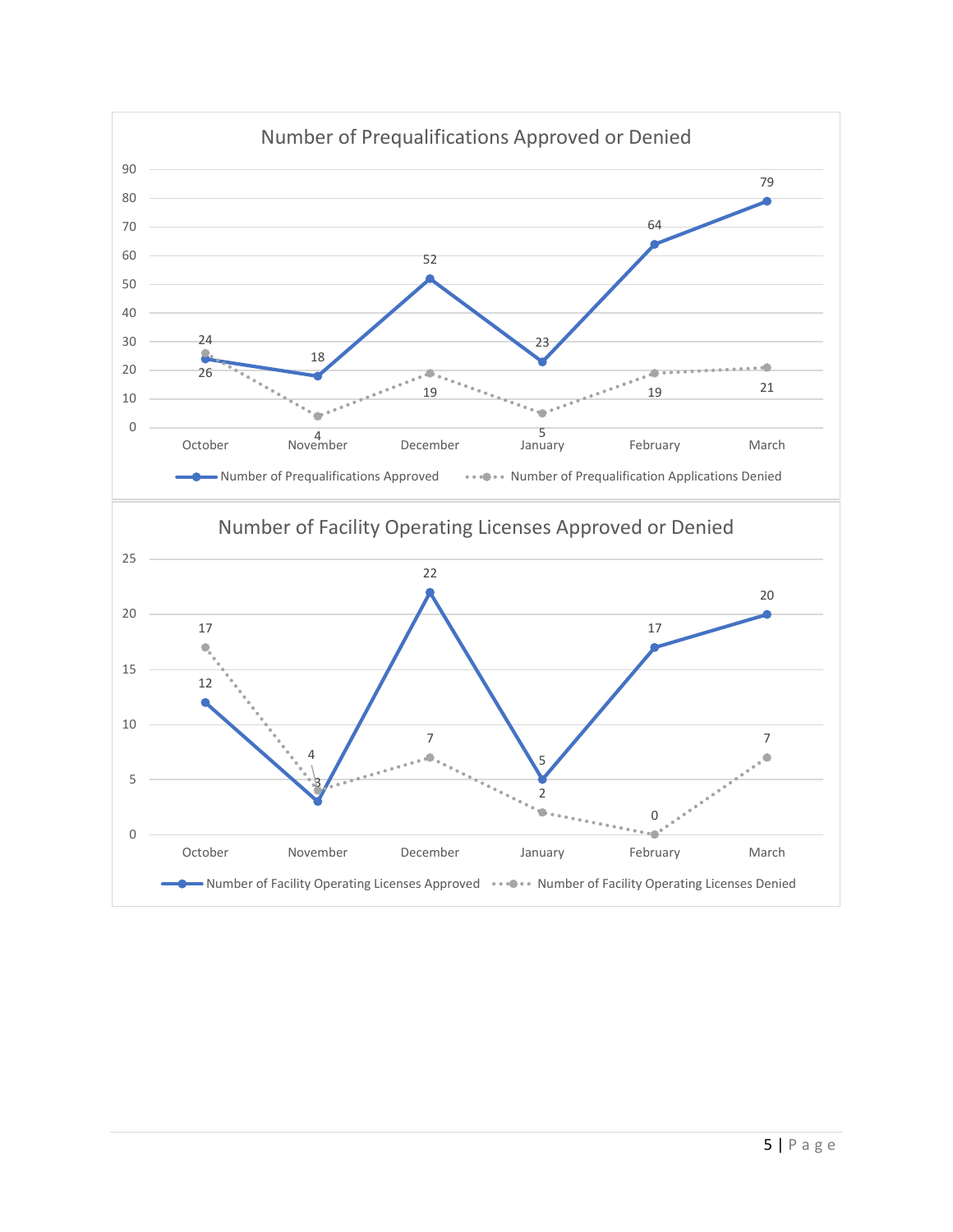**Number of Prequalifications Approved or Denied**

| | October | November | December | January | February | March |
|---|---|---|---|---|---|---|
| Number of Prequalifications Approved | 24 | 18 | 52 | 23 | 64 | 79 |
| Number of Prequalification Applications Denied | 26 | 4 | 19 | 5 | 19 | 21 |

**Number of Facility Operating Licenses Approved or Denied**

| | October | November | December | January | February | March |
|---|---|---|---|---|---|---|
| Number of Facility Operating Licenses Approved | 12 | 3 | 22 | 5 | 17 | 20 |
| Number of Facility Operating Licenses Denied | 17 | 4 | 7 | 2 | 0 | 7 |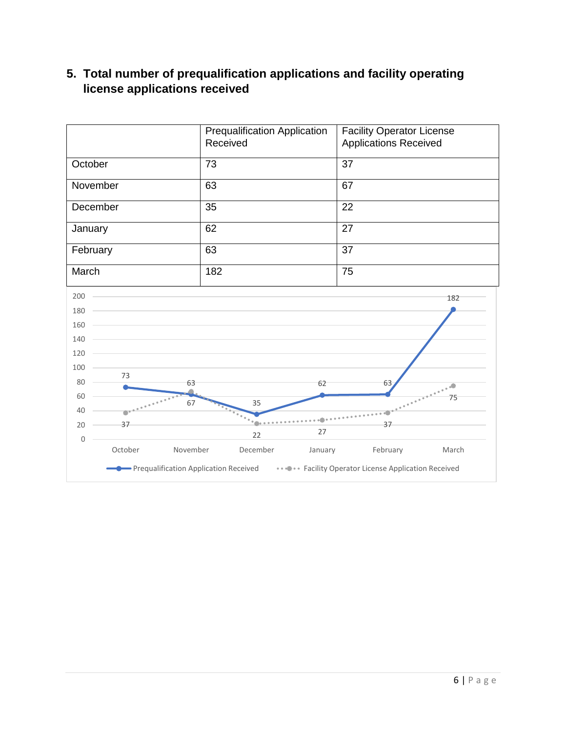## 5. Total number of prequalification applications and facility operating license applications received

| | Prequalification Application Received | Facility Operator License Applications Received |
|---|---|---|
| October | 73 | 37 |
| November | 63 | 67 |
| December | 35 | 22 |
| January | 62 | 27 |
| February | 63 | 37 |
| March | 182 | 75 |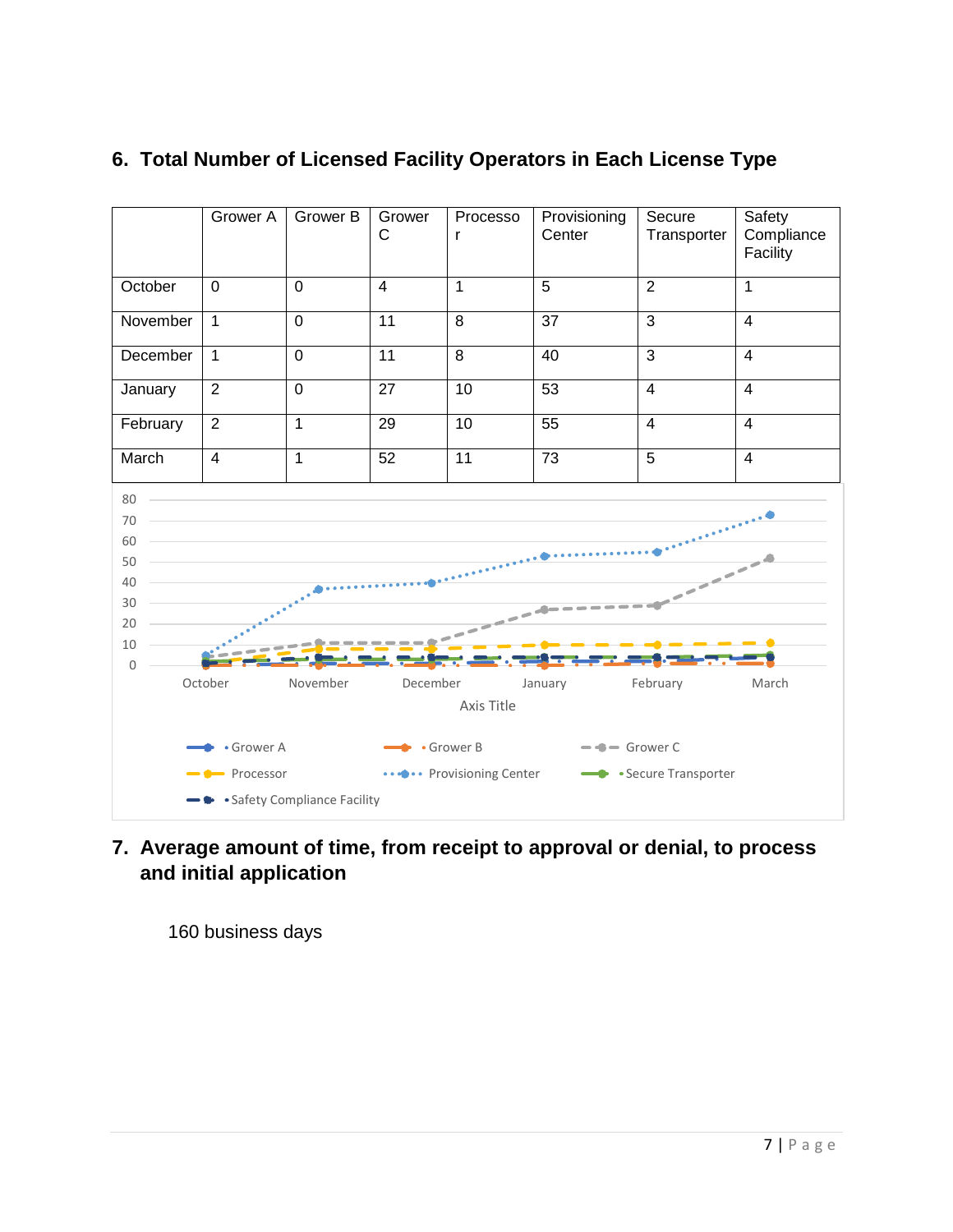## 6. Total Number of Licensed Facility Operators in Each License Type

| | Grower A | Grower B | Grower C | Processor | Provisioning Center | Secure Transporter | Safety Compliance Facility |
|---|---|---|---|---|---|---|---|
| October | 0 | 0 | 4 | 1 | 5 | 2 | 1 |
| November | 1 | 0 | 11 | 8 | 37 | 3 | 4 |
| December | 1 | 0 | 11 | 8 | 40 | 3 | 4 |
| January | 2 | 0 | 27 | 10 | 53 | 4 | 4 |
| February | 2 | 1 | 29 | 10 | 55 | 4 | 4 |
| March | 4 | 1 | 52 | 11 | 73 | 5 | 4 |

## 7. Average amount of time, from receipt to approval or denial, to process and initial application

160 business days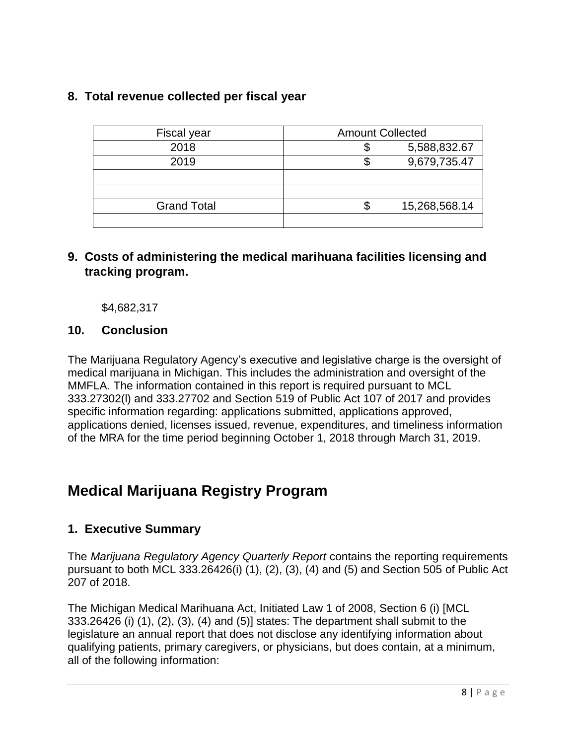## 8. Total revenue collected per fiscal year

| Fiscal year | Amount Collected |
|---|---|
| 2018 | $ 5,588,832.67 |
| 2019 | $ 9,679,735.47 |
| | |
| | |
| Grand Total | $ 15,268,568.14 |
| | |

## 9. Costs of administering the medical marihuana facilities licensing and tracking program.

$4,682,317

## 10. Conclusion

The Marijuana Regulatory Agency's executive and legislative charge is the oversight of medical marijuana in Michigan. This includes the administration and oversight of the MMFLA. The information contained in this report is required pursuant to MCL 333.27302(l) and 333.27702 and Section 519 of Public Act 107 of 2017 and provides specific information regarding: applications submitted, applications approved, applications denied, licenses issued, revenue, expenditures, and timeliness information of the MRA for the time period beginning October 1, 2018 through March 31, 2019.

# Medical Marijuana Registry Program

## 1. Executive Summary

The *Marijuana Regulatory Agency Quarterly Report* contains the reporting requirements pursuant to both MCL 333.26426(i) (1), (2), (3), (4) and (5) and Section 505 of Public Act 207 of 2018.

The Michigan Medical Marihuana Act, Initiated Law 1 of 2008, Section 6 (i) [MCL 333.26426 (i) (1), (2), (3), (4) and (5)] states: The department shall submit to the legislature an annual report that does not disclose any identifying information about qualifying patients, primary caregivers, or physicians, but does contain, at a minimum, all of the following information: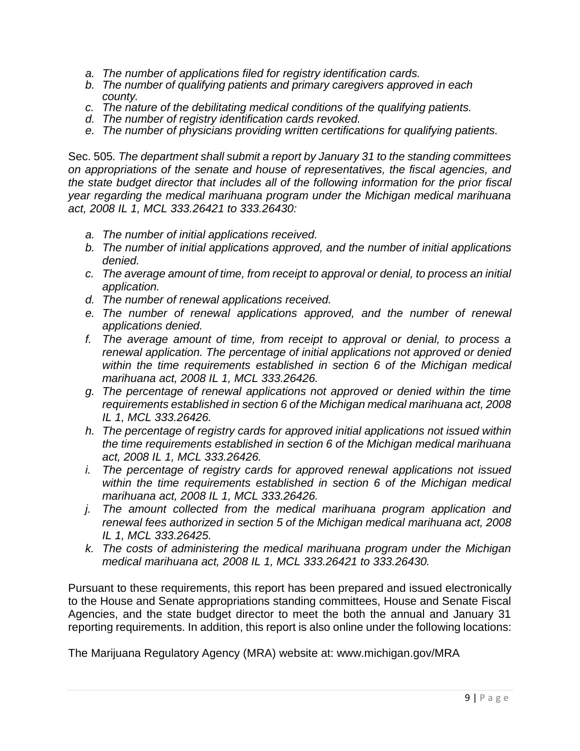*a. The number of applications filed for registry identification cards.*
*b. The number of qualifying patients and primary caregivers approved in each county.*
*c. The nature of the debilitating medical conditions of the qualifying patients.*
*d. The number of registry identification cards revoked.*
*e. The number of physicians providing written certifications for qualifying patients.*

Sec. 505*. The department shall submit a report by January 31 to the standing committees on appropriations of the senate and house of representatives, the fiscal agencies, and the state budget director that includes all of the following information for the prior fiscal year regarding the medical marihuana program under the Michigan medical marihuana act, 2008 IL 1, MCL 333.26421 to 333.26430:*

*a. The number of initial applications received.*
*b. The number of initial applications approved, and the number of initial applications denied.*
*c. The average amount of time, from receipt to approval or denial, to process an initial application.*
*d. The number of renewal applications received.*
*e. The number of renewal applications approved, and the number of renewal applications denied.*
*f. The average amount of time, from receipt to approval or denial, to process a renewal application. The percentage of initial applications not approved or denied within the time requirements established in section 6 of the Michigan medical marihuana act, 2008 IL 1, MCL 333.26426.*
*g. The percentage of renewal applications not approved or denied within the time requirements established in section 6 of the Michigan medical marihuana act, 2008 IL 1, MCL 333.26426.*
*h. The percentage of registry cards for approved initial applications not issued within the time requirements established in section 6 of the Michigan medical marihuana act, 2008 IL 1, MCL 333.26426.*
*i. The percentage of registry cards for approved renewal applications not issued within the time requirements established in section 6 of the Michigan medical marihuana act, 2008 IL 1, MCL 333.26426.*
*j. The amount collected from the medical marihuana program application and renewal fees authorized in section 5 of the Michigan medical marihuana act, 2008 IL 1, MCL 333.26425.*
*k. The costs of administering the medical marihuana program under the Michigan medical marihuana act, 2008 IL 1, MCL 333.26421 to 333.26430.*

Pursuant to these requirements, this report has been prepared and issued electronically to the House and Senate appropriations standing committees, House and Senate Fiscal Agencies, and the state budget director to meet the both the annual and January 31 reporting requirements. In addition, this report is also online under the following locations:

The Marijuana Regulatory Agency (MRA) website at: www.michigan.gov/MRA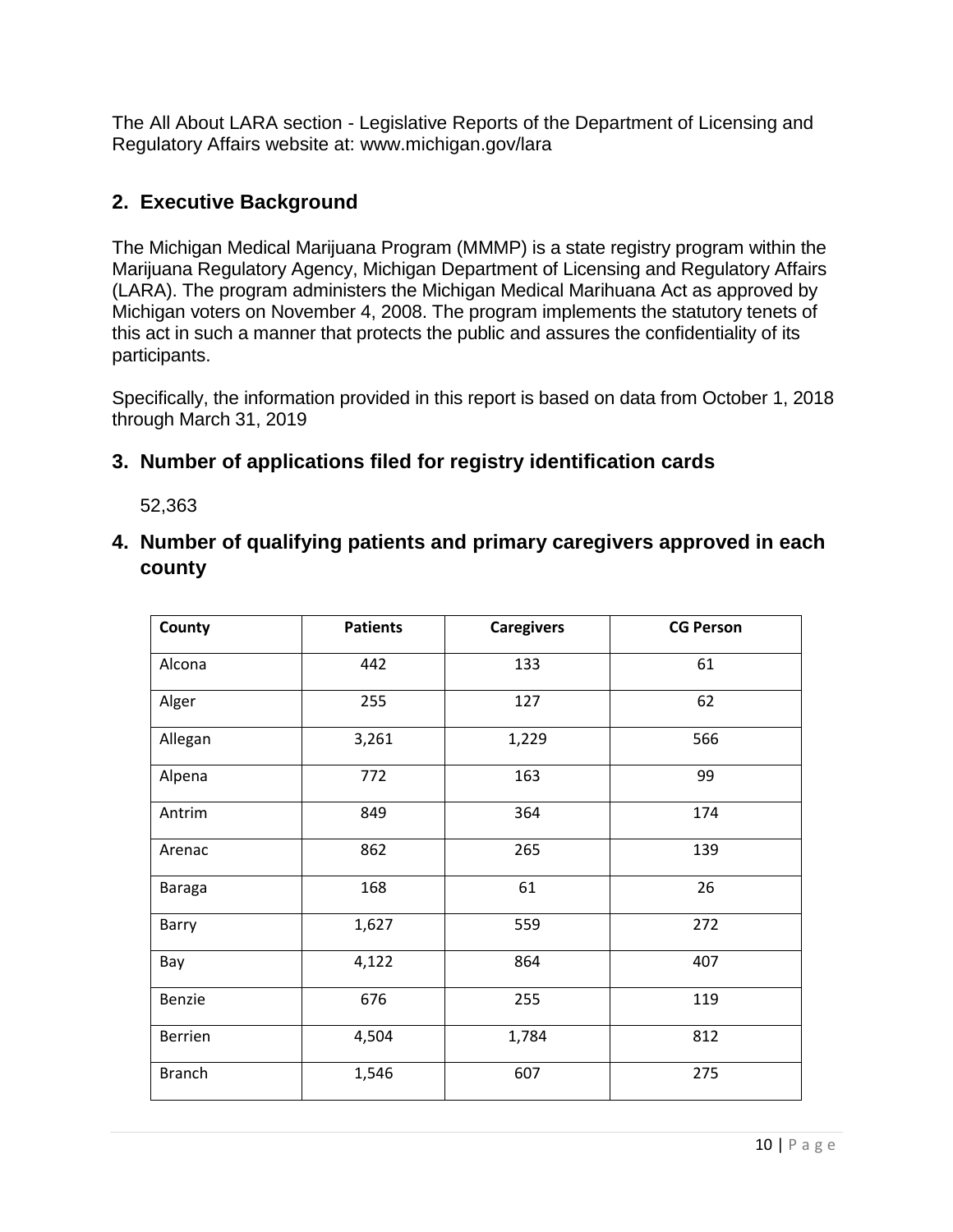The All About LARA section - Legislative Reports of the Department of Licensing and Regulatory Affairs website at: www.michigan.gov/lara

## 2. Executive Background

The Michigan Medical Marijuana Program (MMMP) is a state registry program within the Marijuana Regulatory Agency, Michigan Department of Licensing and Regulatory Affairs (LARA). The program administers the Michigan Medical Marihuana Act as approved by Michigan voters on November 4, 2008. The program implements the statutory tenets of this act in such a manner that protects the public and assures the confidentiality of its participants.

Specifically, the information provided in this report is based on data from October 1, 2018 through March 31, 2019

## 3. Number of applications filed for registry identification cards

52,363

## 4. Number of qualifying patients and primary caregivers approved in each county

| County | Patients | Caregivers | CG Person |
|---|---|---|---|
| Alcona | 442 | 133 | 61 |
| Alger | 255 | 127 | 62 |
| Allegan | 3,261 | 1,229 | 566 |
| Alpena | 772 | 163 | 99 |
| Antrim | 849 | 364 | 174 |
| Arenac | 862 | 265 | 139 |
| Baraga | 168 | 61 | 26 |
| Barry | 1,627 | 559 | 272 |
| Bay | 4,122 | 864 | 407 |
| Benzie | 676 | 255 | 119 |
| Berrien | 4,504 | 1,784 | 812 |
| Branch | 1,546 | 607 | 275 |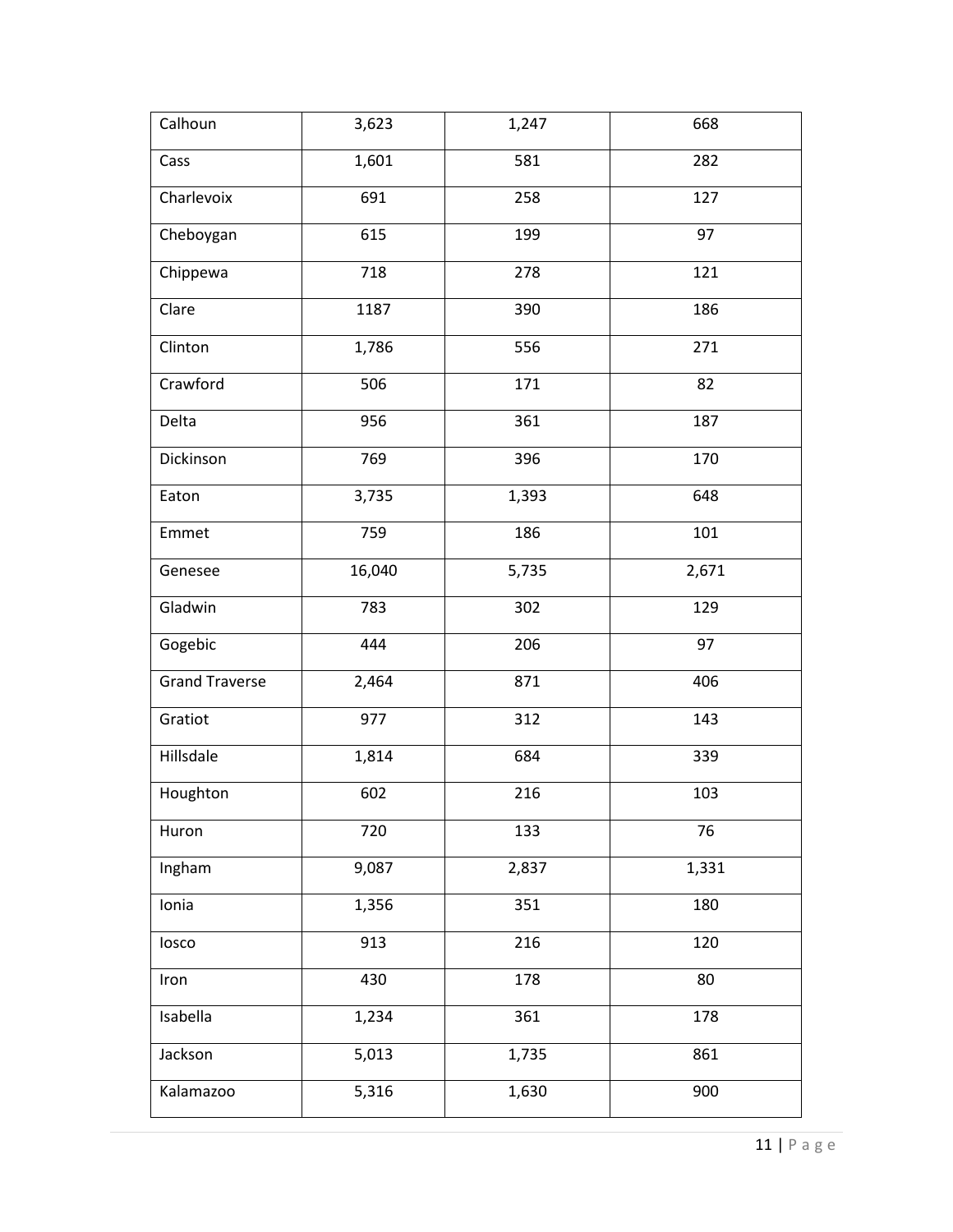| | | | |
|---|---|---|---|
| Calhoun | 3,623 | 1,247 | 668 |
| Cass | 1,601 | 581 | 282 |
| Charlevoix | 691 | 258 | 127 |
| Cheboygan | 615 | 199 | 97 |
| Chippewa | 718 | 278 | 121 |
| Clare | 1187 | 390 | 186 |
| Clinton | 1,786 | 556 | 271 |
| Crawford | 506 | 171 | 82 |
| Delta | 956 | 361 | 187 |
| Dickinson | 769 | 396 | 170 |
| Eaton | 3,735 | 1,393 | 648 |
| Emmet | 759 | 186 | 101 |
| Genesee | 16,040 | 5,735 | 2,671 |
| Gladwin | 783 | 302 | 129 |
| Gogebic | 444 | 206 | 97 |
| Grand Traverse | 2,464 | 871 | 406 |
| Gratiot | 977 | 312 | 143 |
| Hillsdale | 1,814 | 684 | 339 |
| Houghton | 602 | 216 | 103 |
| Huron | 720 | 133 | 76 |
| Ingham | 9,087 | 2,837 | 1,331 |
| Ionia | 1,356 | 351 | 180 |
| Iosco | 913 | 216 | 120 |
| Iron | 430 | 178 | 80 |
| Isabella | 1,234 | 361 | 178 |
| Jackson | 5,013 | 1,735 | 861 |
| Kalamazoo | 5,316 | 1,630 | 900 |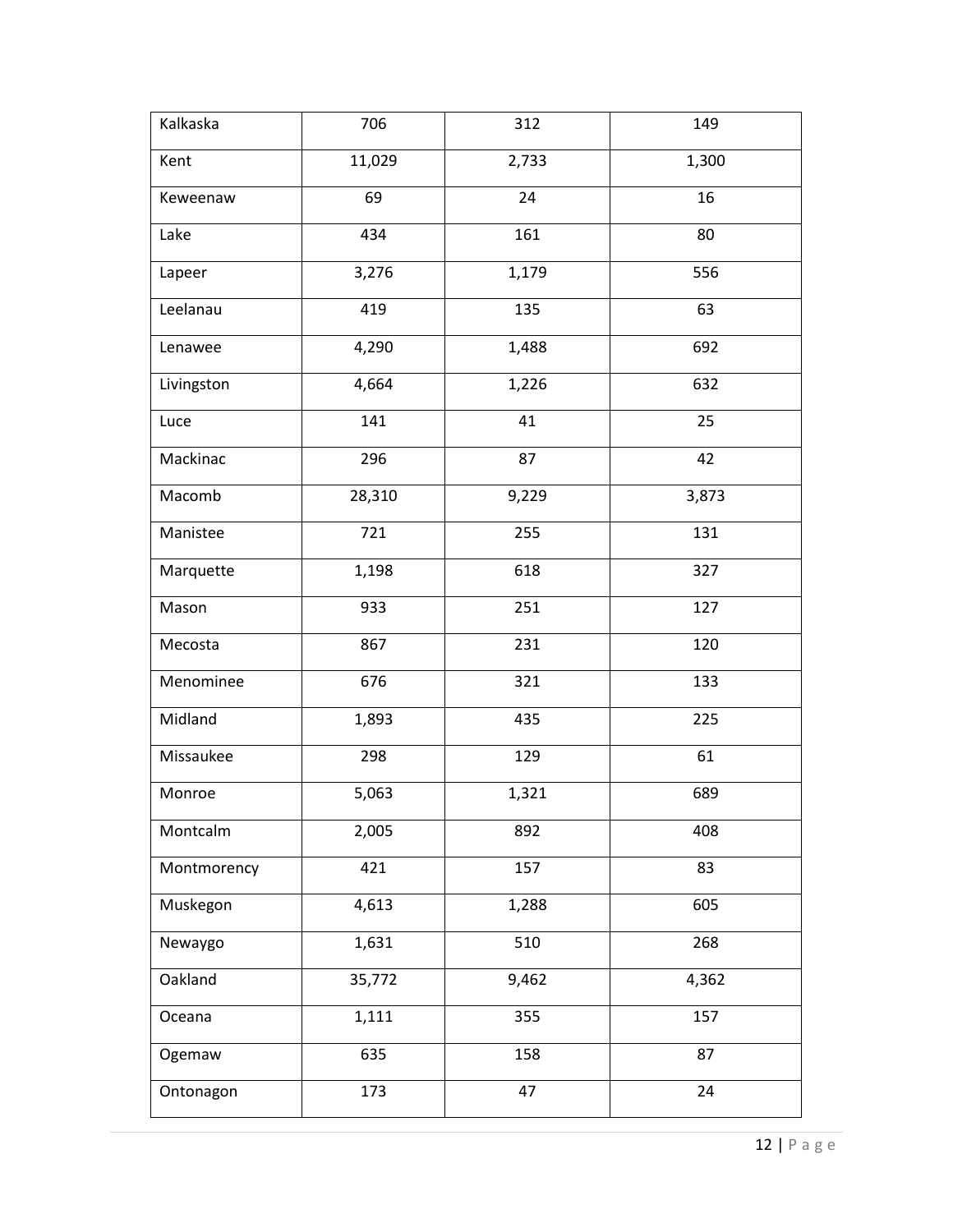| Kalkaska | 706 | 312 | 149 |
|---|---|---|---|
| Kent | 11,029 | 2,733 | 1,300 |
| Keweenaw | 69 | 24 | 16 |
| Lake | 434 | 161 | 80 |
| Lapeer | 3,276 | 1,179 | 556 |
| Leelanau | 419 | 135 | 63 |
| Lenawee | 4,290 | 1,488 | 692 |
| Livingston | 4,664 | 1,226 | 632 |
| Luce | 141 | 41 | 25 |
| Mackinac | 296 | 87 | 42 |
| Macomb | 28,310 | 9,229 | 3,873 |
| Manistee | 721 | 255 | 131 |
| Marquette | 1,198 | 618 | 327 |
| Mason | 933 | 251 | 127 |
| Mecosta | 867 | 231 | 120 |
| Menominee | 676 | 321 | 133 |
| Midland | 1,893 | 435 | 225 |
| Missaukee | 298 | 129 | 61 |
| Monroe | 5,063 | 1,321 | 689 |
| Montcalm | 2,005 | 892 | 408 |
| Montmorency | 421 | 157 | 83 |
| Muskegon | 4,613 | 1,288 | 605 |
| Newaygo | 1,631 | 510 | 268 |
| Oakland | 35,772 | 9,462 | 4,362 |
| Oceana | 1,111 | 355 | 157 |
| Ogemaw | 635 | 158 | 87 |
| Ontonagon | 173 | 47 | 24 |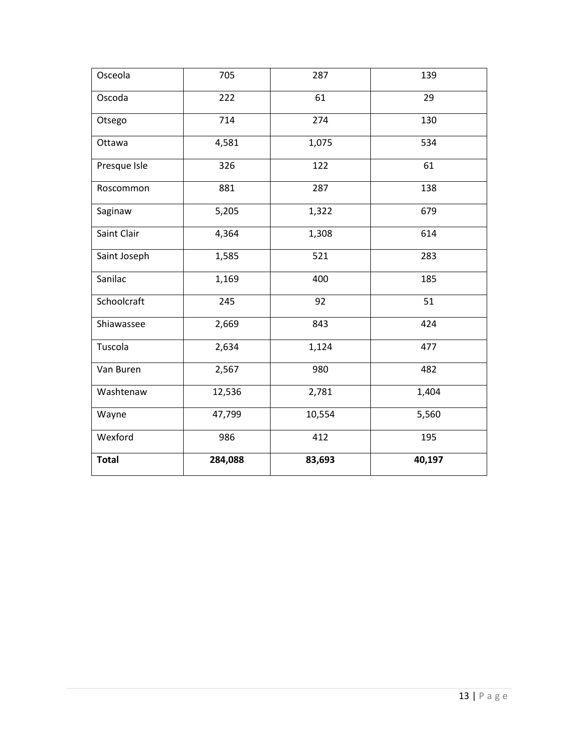| Osceola | 705 | 287 | 139 |
|---|---|---|---|
| Oscoda | 222 | 61 | 29 |
| Otsego | 714 | 274 | 130 |
| Ottawa | 4,581 | 1,075 | 534 |
| Presque Isle | 326 | 122 | 61 |
| Roscommon | 881 | 287 | 138 |
| Saginaw | 5,205 | 1,322 | 679 |
| Saint Clair | 4,364 | 1,308 | 614 |
| Saint Joseph | 1,585 | 521 | 283 |
| Sanilac | 1,169 | 400 | 185 |
| Schoolcraft | 245 | 92 | 51 |
| Shiawassee | 2,669 | 843 | 424 |
| Tuscola | 2,634 | 1,124 | 477 |
| Van Buren | 2,567 | 980 | 482 |
| Washtenaw | 12,536 | 2,781 | 1,404 |
| Wayne | 47,799 | 10,554 | 5,560 |
| Wexford | 986 | 412 | 195 |
| **Total** | **284,088** | **83,693** | **40,197** |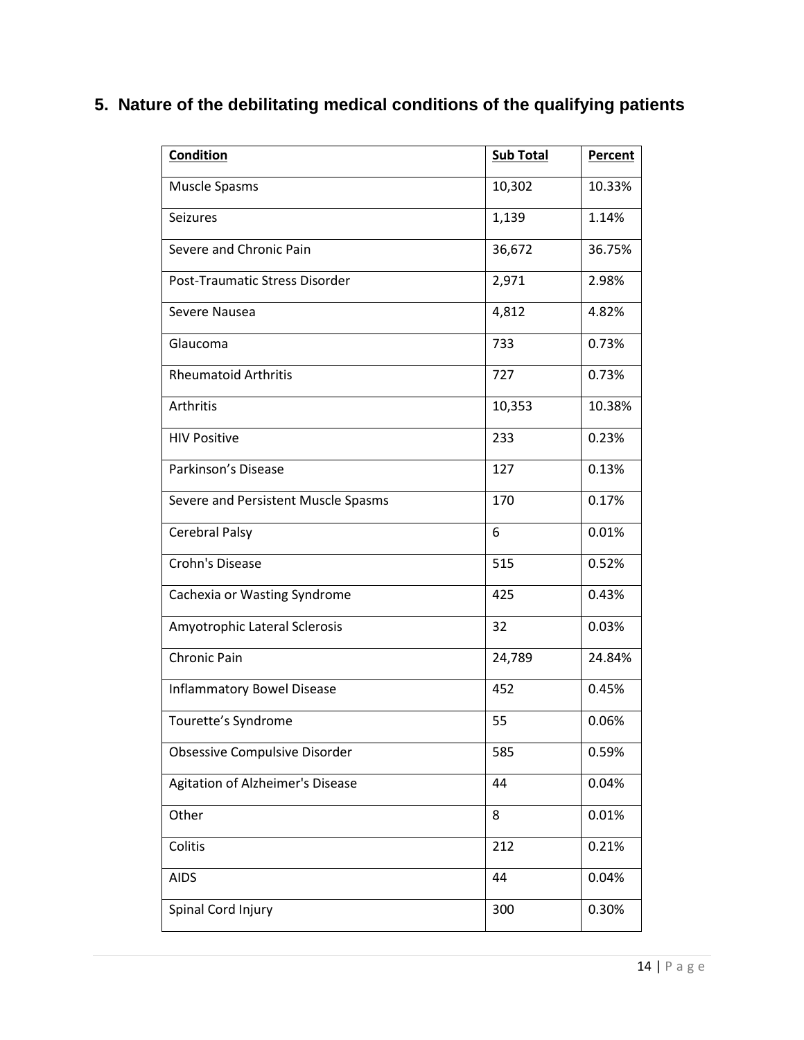## 5. Nature of the debilitating medical conditions of the qualifying patients

| **Condition** | **Sub Total** | **Percent** |
|---|---|---|
| Muscle Spasms | 10,302 | 10.33% |
| Seizures | 1,139 | 1.14% |
| Severe and Chronic Pain | 36,672 | 36.75% |
| Post-Traumatic Stress Disorder | 2,971 | 2.98% |
| Severe Nausea | 4,812 | 4.82% |
| Glaucoma | 733 | 0.73% |
| Rheumatoid Arthritis | 727 | 0.73% |
| Arthritis | 10,353 | 10.38% |
| HIV Positive | 233 | 0.23% |
| Parkinson's Disease | 127 | 0.13% |
| Severe and Persistent Muscle Spasms | 170 | 0.17% |
| Cerebral Palsy | 6 | 0.01% |
| Crohn's Disease | 515 | 0.52% |
| Cachexia or Wasting Syndrome | 425 | 0.43% |
| Amyotrophic Lateral Sclerosis | 32 | 0.03% |
| Chronic Pain | 24,789 | 24.84% |
| Inflammatory Bowel Disease | 452 | 0.45% |
| Tourette's Syndrome | 55 | 0.06% |
| Obsessive Compulsive Disorder | 585 | 0.59% |
| Agitation of Alzheimer's Disease | 44 | 0.04% |
| Other | 8 | 0.01% |
| Colitis | 212 | 0.21% |
| AIDS | 44 | 0.04% |
| Spinal Cord Injury | 300 | 0.30% |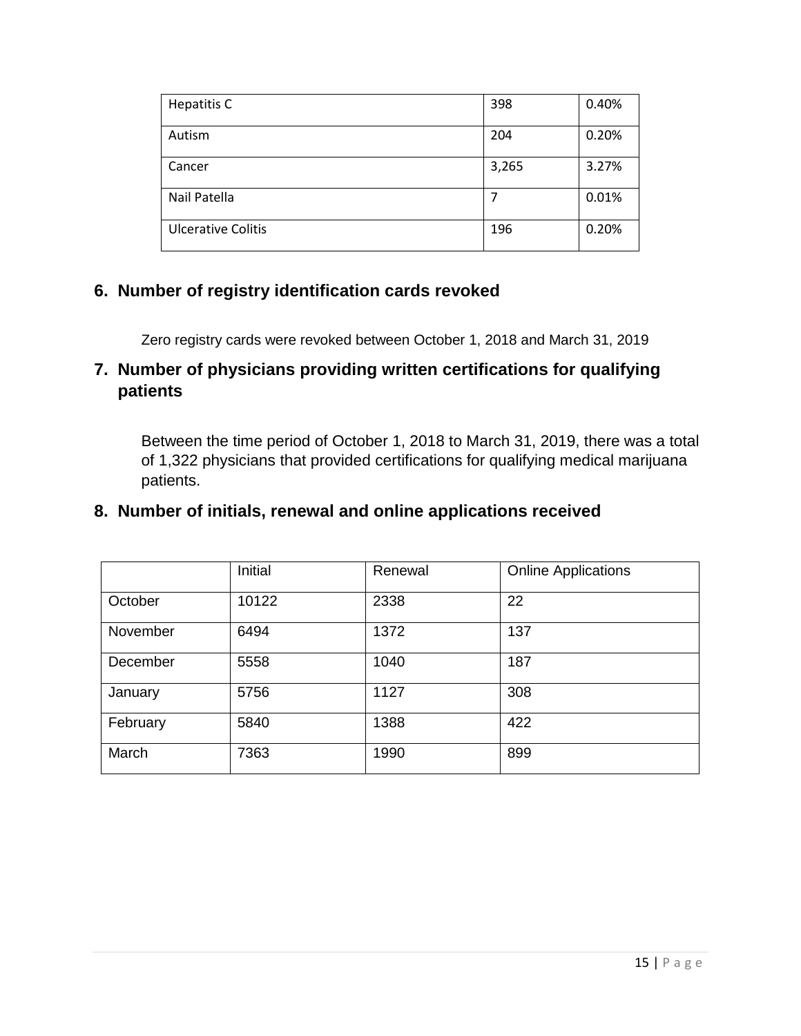| | | |
|---|---|---|
| Hepatitis C | 398 | 0.40% |
| Autism | 204 | 0.20% |
| Cancer | 3,265 | 3.27% |
| Nail Patella | 7 | 0.01% |
| Ulcerative Colitis | 196 | 0.20% |

## 6. Number of registry identification cards revoked

Zero registry cards were revoked between October 1, 2018 and March 31, 2019

## 7. Number of physicians providing written certifications for qualifying patients

Between the time period of October 1, 2018 to March 31, 2019, there was a total of 1,322 physicians that provided certifications for qualifying medical marijuana patients.

## 8. Number of initials, renewal and online applications received

| | Initial | Renewal | Online Applications |
|---|---|---|---|
| October | 10122 | 2338 | 22 |
| November | 6494 | 1372 | 137 |
| December | 5558 | 1040 | 187 |
| January | 5756 | 1127 | 308 |
| February | 5840 | 1388 | 422 |
| March | 7363 | 1990 | 899 |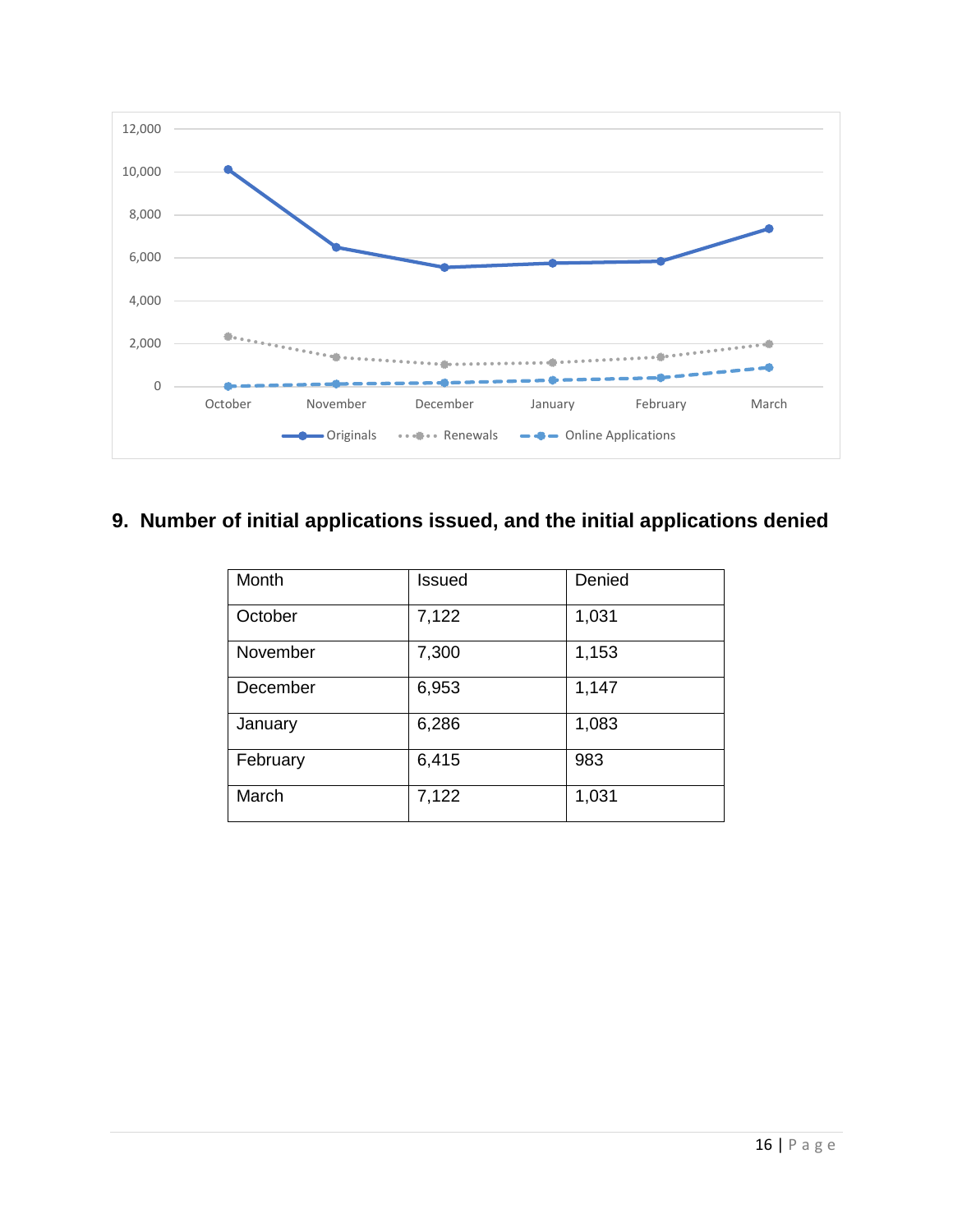## 9. Number of initial applications issued, and the initial applications denied

| Month | Issued | Denied |
|---|---|---|
| October | 7,122 | 1,031 |
| November | 7,300 | 1,153 |
| December | 6,953 | 1,147 |
| January | 6,286 | 1,083 |
| February | 6,415 | 983 |
| March | 7,122 | 1,031 |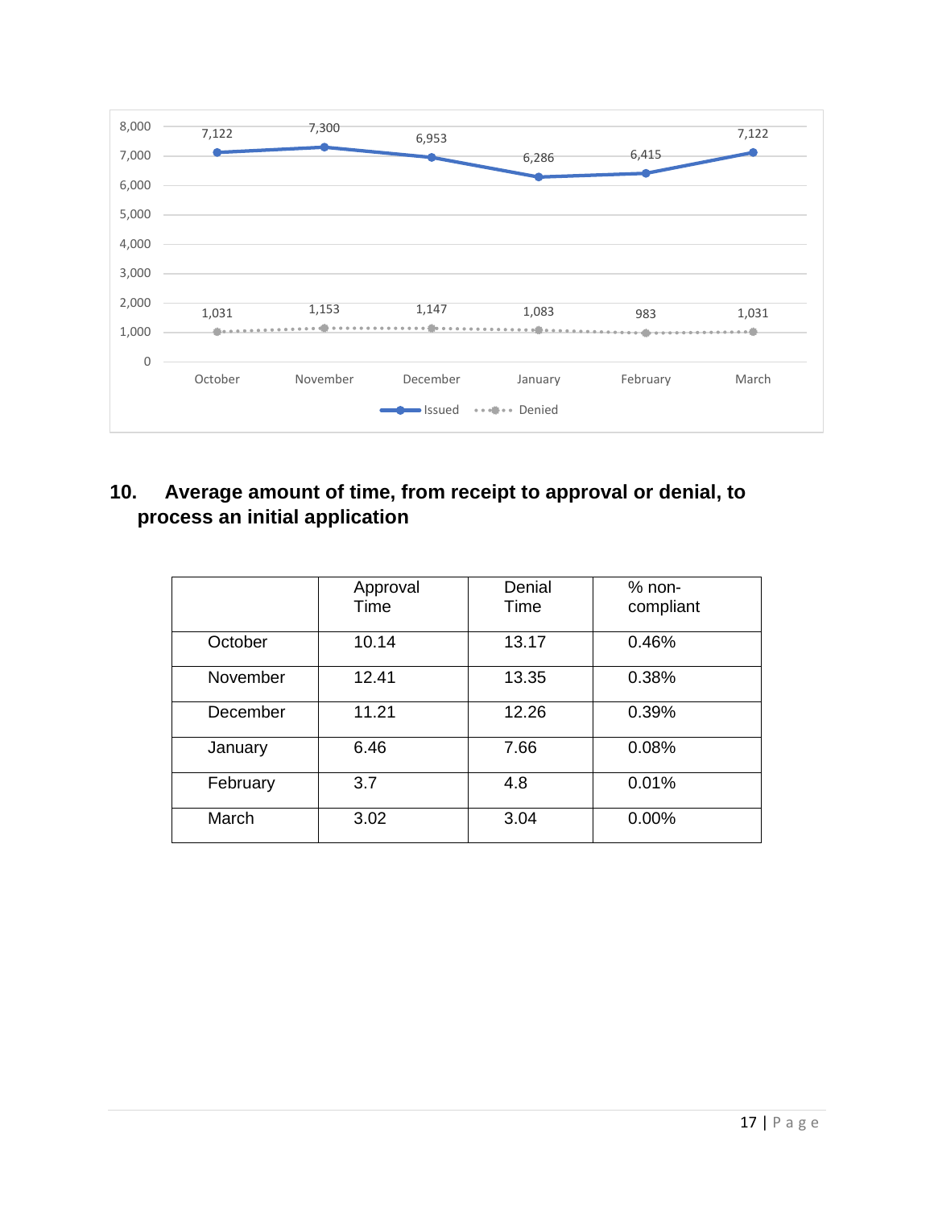| | October | November | December | January | February | March |
|---|---|---|---|---|---|---|
| Issued | 7,122 | 7,300 | 6,953 | 6,286 | 6,415 | 7,122 |
| Denied | 1,031 | 1,153 | 1,147 | 1,083 | 983 | 1,031 |

## 10. Average amount of time, from receipt to approval or denial, to process an initial application

| | Approval Time | Denial Time | % non-compliant |
|---|---|---|---|
| October | 10.14 | 13.17 | 0.46% |
| November | 12.41 | 13.35 | 0.38% |
| December | 11.21 | 12.26 | 0.39% |
| January | 6.46 | 7.66 | 0.08% |
| February | 3.7 | 4.8 | 0.01% |
| March | 3.02 | 3.04 | 0.00% |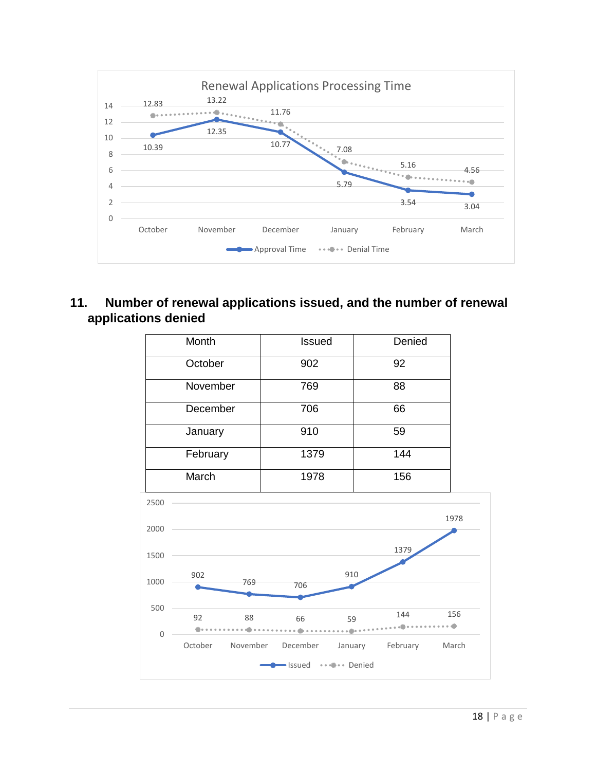Renewal Applications Processing Time

| Month | Approval Time | Denial Time |
|---|---|---|
| October | 10.39 | 12.83 |
| November | 12.35 | 13.22 |
| December | 10.77 | 11.76 |
| January | 5.79 | 7.08 |
| February | 3.54 | 5.16 |
| March | 3.04 | 4.56 |

## 11. Number of renewal applications issued, and the number of renewal applications denied

| Month | Issued | Denied |
|---|---|---|
| October | 902 | 92 |
| November | 769 | 88 |
| December | 706 | 66 |
| January | 910 | 59 |
| February | 1379 | 144 |
| March | 1978 | 156 |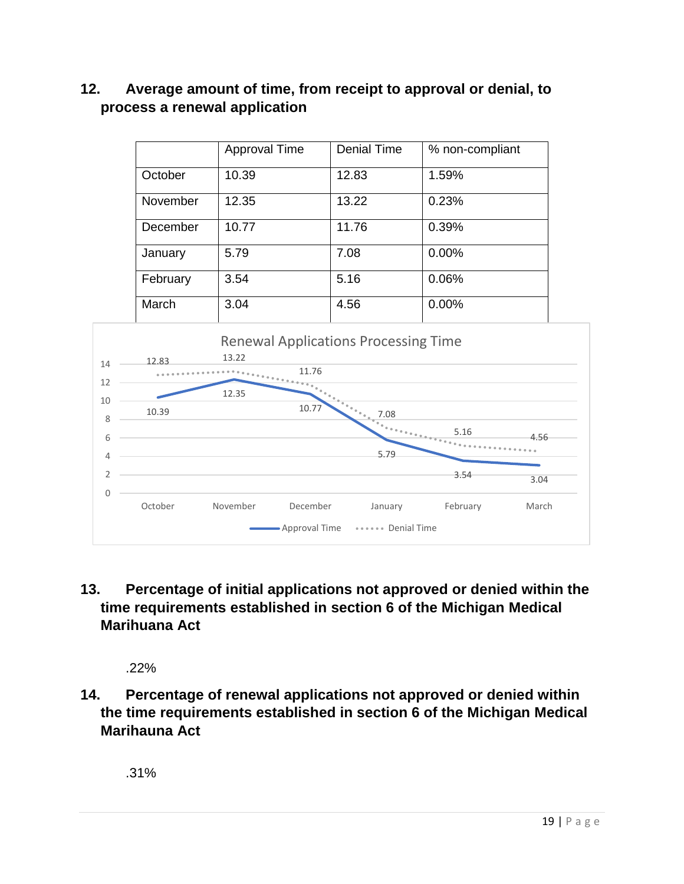## 12. Average amount of time, from receipt to approval or denial, to process a renewal application

| | Approval Time | Denial Time | % non-compliant |
|---|---|---|---|
| October | 10.39 | 12.83 | 1.59% |
| November | 12.35 | 13.22 | 0.23% |
| December | 10.77 | 11.76 | 0.39% |
| January | 5.79 | 7.08 | 0.00% |
| February | 3.54 | 5.16 | 0.06% |
| March | 3.04 | 4.56 | 0.00% |

Renewal Applications Processing Time

| | October | November | December | January | February | March |
|---|---|---|---|---|---|---|
| Approval Time | 10.39 | 12.35 | 10.77 | 5.79 | 3.54 | 3.04 |
| Denial Time | 12.83 | 13.22 | 11.76 | 7.08 | 5.16 | 4.56 |

## 13. Percentage of initial applications not approved or denied within the time requirements established in section 6 of the Michigan Medical Marihuana Act

.22%

## 14. Percentage of renewal applications not approved or denied within the time requirements established in section 6 of the Michigan Medical Marihauna Act

.31%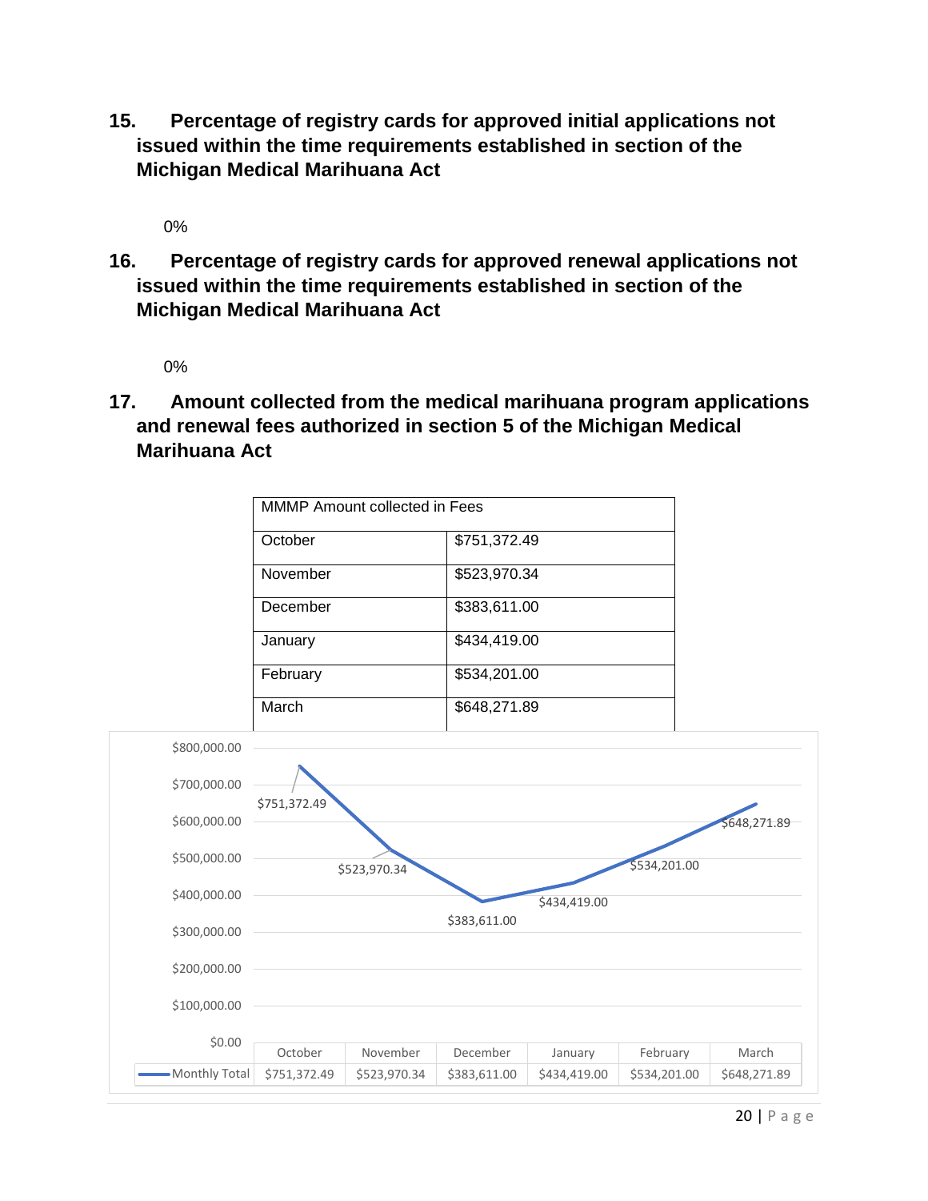**15. Percentage of registry cards for approved initial applications not issued within the time requirements established in section of the Michigan Medical Marihuana Act**

0%

**16. Percentage of registry cards for approved renewal applications not issued within the time requirements established in section of the Michigan Medical Marihuana Act**

0%

**17. Amount collected from the medical marihuana program applications and renewal fees authorized in section 5 of the Michigan Medical Marihuana Act**

| MMMP Amount collected in Fees | |
|---|---|
| October | $751,372.49 |
| November | $523,970.34 |
| December | $383,611.00 |
| January | $434,419.00 |
| February | $534,201.00 |
| March | $648,271.89 |

| | October | November | December | January | February | March |
|---|---|---|---|---|---|---|
| Monthly Total | $751,372.49 | $523,970.34 | $383,611.00 | $434,419.00 | $534,201.00 | $648,271.89 |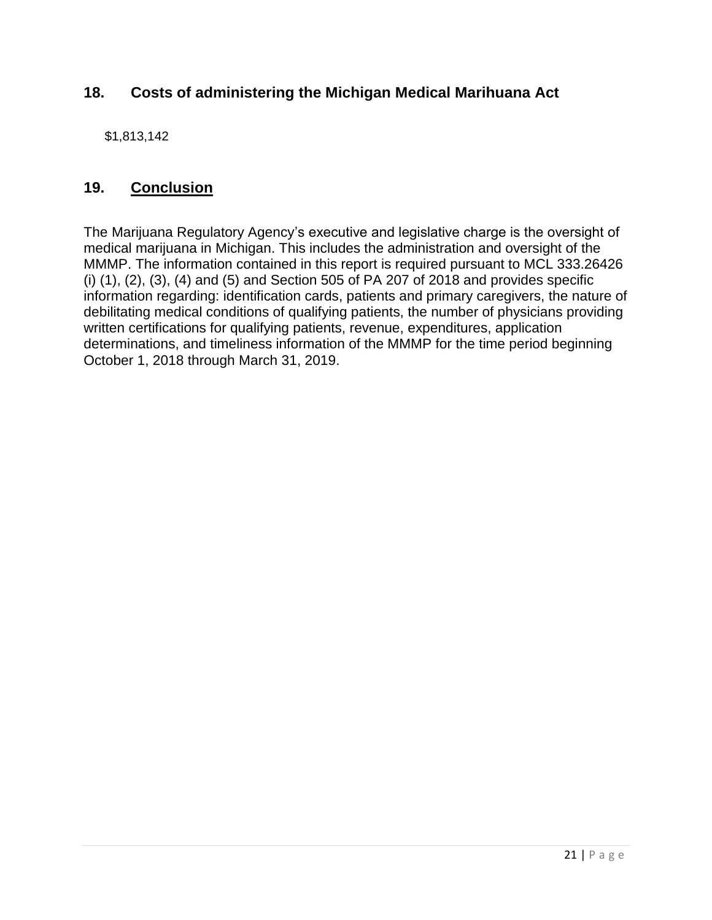## 18. Costs of administering the Michigan Medical Marihuana Act

$1,813,142

## 19. Conclusion

The Marijuana Regulatory Agency's executive and legislative charge is the oversight of medical marijuana in Michigan. This includes the administration and oversight of the MMMP. The information contained in this report is required pursuant to MCL 333.26426 (i) (1), (2), (3), (4) and (5) and Section 505 of PA 207 of 2018 and provides specific information regarding: identification cards, patients and primary caregivers, the nature of debilitating medical conditions of qualifying patients, the number of physicians providing written certifications for qualifying patients, revenue, expenditures, application determinations, and timeliness information of the MMMP for the time period beginning October 1, 2018 through March 31, 2019.